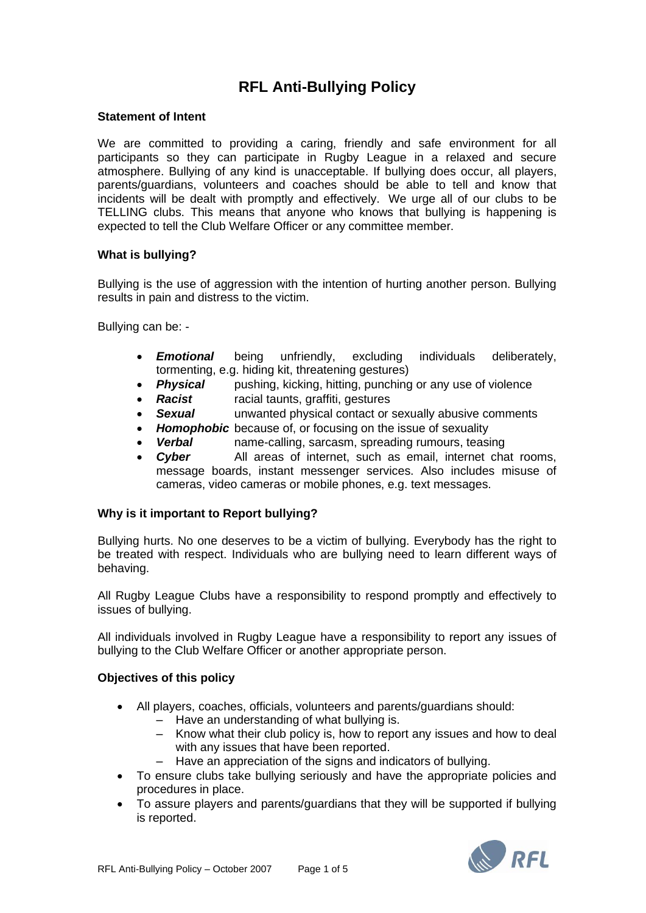# RFL Anti-Bullying Policy

### Statement of Intent

We are committed to providing a caring, friendly and safe environment for all participants so they can participate in Rugby League in a relaxed and secure atmosphere. Bullying of any kind is unacceptable. If bullying does occur, all players, parents/guardians, volunteers and coaches should be able to tell and know that incidents will be dealt with promptly and effectively. We urge all of our clubs to be TELLING clubs. This means that anyone who knows that bullying is happening is expected to tell the Club Welfare Officer or any committee member.

### What is bullying?

Bullying is the use of aggression with the intention of hurting another person. Bullying results in pain and distress to the victim.

Bullying can be: -

- ***Emotional*** being unfriendly, excluding individuals deliberately, tormenting, e.g. hiding kit, threatening gestures)
- ***Physical*** pushing, kicking, hitting, punching or any use of violence
- ***Racist*** racial taunts, graffiti, gestures
- ***Sexual*** unwanted physical contact or sexually abusive comments
- ***Homophobic*** because of, or focusing on the issue of sexuality
- ***Verbal*** name-calling, sarcasm, spreading rumours, teasing
- ***Cyber*** All areas of internet, such as email, internet chat rooms, message boards, instant messenger services. Also includes misuse of cameras, video cameras or mobile phones, e.g. text messages.

### Why is it important to Report bullying?

Bullying hurts. No one deserves to be a victim of bullying. Everybody has the right to be treated with respect. Individuals who are bullying need to learn different ways of behaving.

All Rugby League Clubs have a responsibility to respond promptly and effectively to issues of bullying.

All individuals involved in Rugby League have a responsibility to report any issues of bullying to the Club Welfare Officer or another appropriate person.

### Objectives of this policy

- All players, coaches, officials, volunteers and parents/guardians should:
  - Have an understanding of what bullying is.
  - Know what their club policy is, how to report any issues and how to deal with any issues that have been reported.
  - Have an appreciation of the signs and indicators of bullying.
- To ensure clubs take bullying seriously and have the appropriate policies and procedures in place.
- To assure players and parents/guardians that they will be supported if bullying is reported.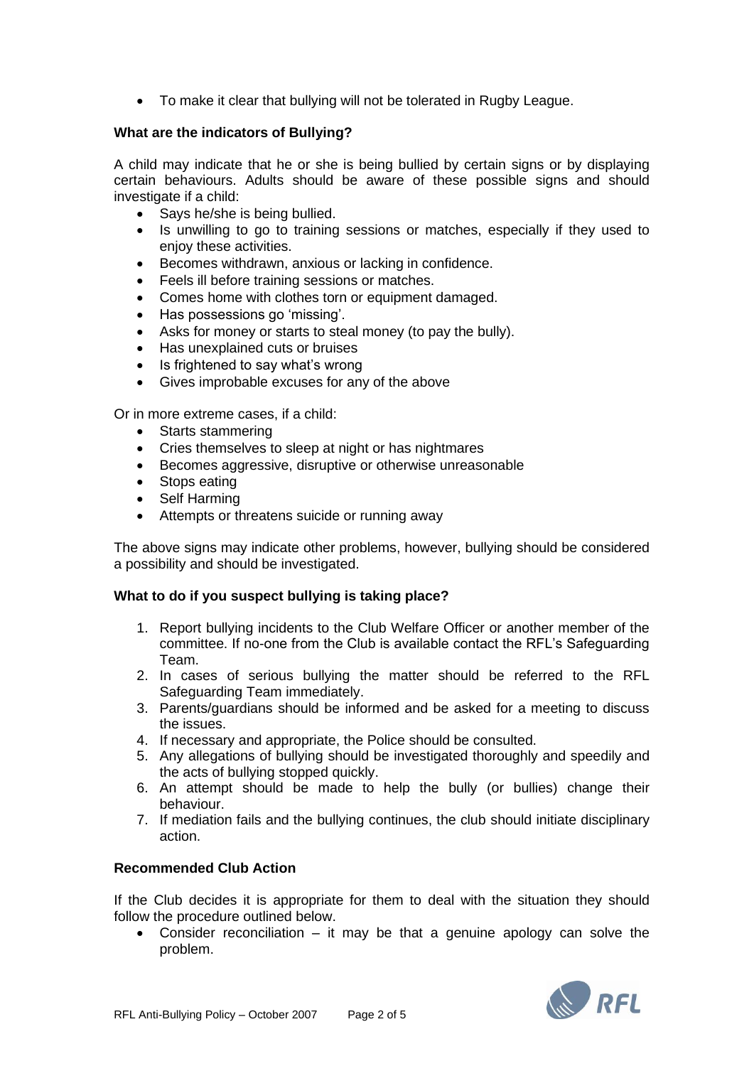- To make it clear that bullying will not be tolerated in Rugby League.

**What are the indicators of Bullying?**

A child may indicate that he or she is being bullied by certain signs or by displaying certain behaviours. Adults should be aware of these possible signs and should investigate if a child:

- Says he/she is being bullied.
- Is unwilling to go to training sessions or matches, especially if they used to enjoy these activities.
- Becomes withdrawn, anxious or lacking in confidence.
- Feels ill before training sessions or matches.
- Comes home with clothes torn or equipment damaged.
- Has possessions go 'missing'.
- Asks for money or starts to steal money (to pay the bully).
- Has unexplained cuts or bruises
- Is frightened to say what's wrong
- Gives improbable excuses for any of the above

Or in more extreme cases, if a child:

- Starts stammering
- Cries themselves to sleep at night or has nightmares
- Becomes aggressive, disruptive or otherwise unreasonable
- Stops eating
- Self Harming
- Attempts or threatens suicide or running away

The above signs may indicate other problems, however, bullying should be considered a possibility and should be investigated.

**What to do if you suspect bullying is taking place?**

1. Report bullying incidents to the Club Welfare Officer or another member of the committee. If no-one from the Club is available contact the RFL's Safeguarding Team.
2. In cases of serious bullying the matter should be referred to the RFL Safeguarding Team immediately.
3. Parents/guardians should be informed and be asked for a meeting to discuss the issues.
4. If necessary and appropriate, the Police should be consulted.
5. Any allegations of bullying should be investigated thoroughly and speedily and the acts of bullying stopped quickly.
6. An attempt should be made to help the bully (or bullies) change their behaviour.
7. If mediation fails and the bullying continues, the club should initiate disciplinary action.

**Recommended Club Action**

If the Club decides it is appropriate for them to deal with the situation they should follow the procedure outlined below.

- Consider reconciliation – it may be that a genuine apology can solve the problem.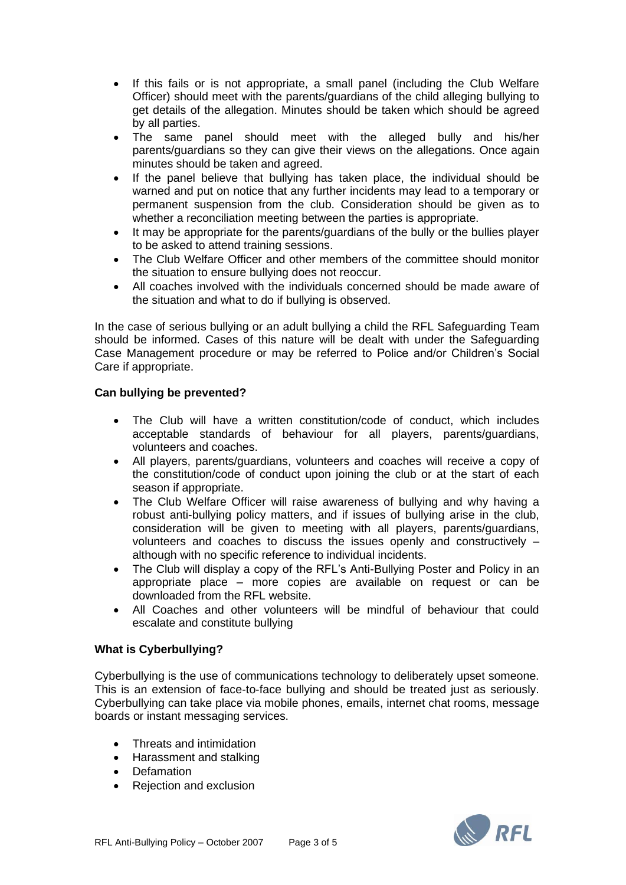- If this fails or is not appropriate, a small panel (including the Club Welfare Officer) should meet with the parents/guardians of the child alleging bullying to get details of the allegation. Minutes should be taken which should be agreed by all parties.
- The same panel should meet with the alleged bully and his/her parents/guardians so they can give their views on the allegations. Once again minutes should be taken and agreed.
- If the panel believe that bullying has taken place, the individual should be warned and put on notice that any further incidents may lead to a temporary or permanent suspension from the club. Consideration should be given as to whether a reconciliation meeting between the parties is appropriate.
- It may be appropriate for the parents/guardians of the bully or the bullies player to be asked to attend training sessions.
- The Club Welfare Officer and other members of the committee should monitor the situation to ensure bullying does not reoccur.
- All coaches involved with the individuals concerned should be made aware of the situation and what to do if bullying is observed.

In the case of serious bullying or an adult bullying a child the RFL Safeguarding Team should be informed. Cases of this nature will be dealt with under the Safeguarding Case Management procedure or may be referred to Police and/or Children's Social Care if appropriate.

**Can bullying be prevented?**

- The Club will have a written constitution/code of conduct, which includes acceptable standards of behaviour for all players, parents/guardians, volunteers and coaches.
- All players, parents/guardians, volunteers and coaches will receive a copy of the constitution/code of conduct upon joining the club or at the start of each season if appropriate.
- The Club Welfare Officer will raise awareness of bullying and why having a robust anti-bullying policy matters, and if issues of bullying arise in the club, consideration will be given to meeting with all players, parents/guardians, volunteers and coaches to discuss the issues openly and constructively – although with no specific reference to individual incidents.
- The Club will display a copy of the RFL's Anti-Bullying Poster and Policy in an appropriate place – more copies are available on request or can be downloaded from the RFL website.
- All Coaches and other volunteers will be mindful of behaviour that could escalate and constitute bullying

**What is Cyberbullying?**

Cyberbullying is the use of communications technology to deliberately upset someone. This is an extension of face-to-face bullying and should be treated just as seriously. Cyberbullying can take place via mobile phones, emails, internet chat rooms, message boards or instant messaging services.

- Threats and intimidation
- Harassment and stalking
- Defamation
- Rejection and exclusion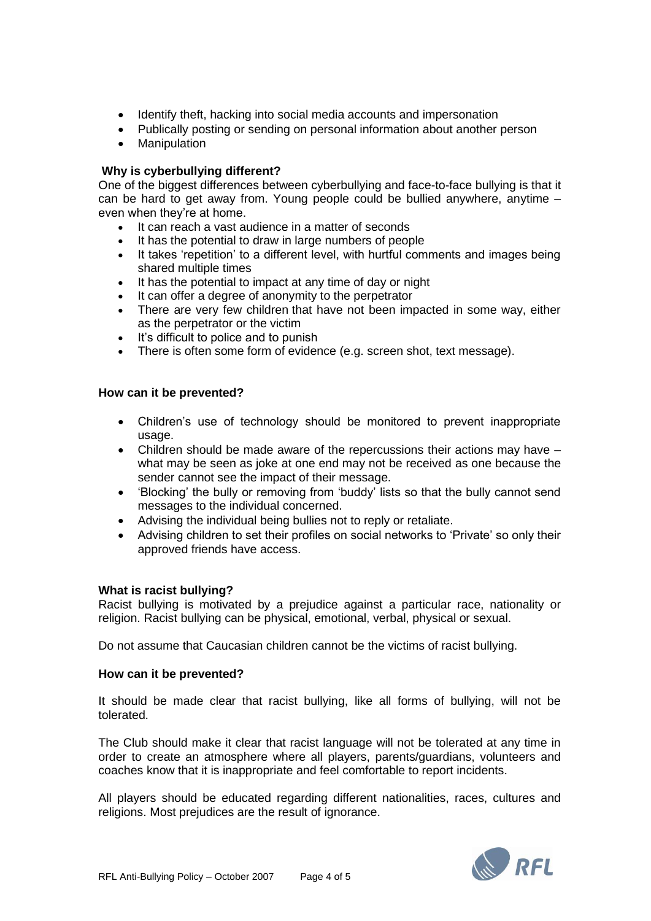- Identify theft, hacking into social media accounts and impersonation
- Publically posting or sending on personal information about another person
- Manipulation

**Why is cyberbullying different?**

One of the biggest differences between cyberbullying and face-to-face bullying is that it can be hard to get away from. Young people could be bullied anywhere, anytime – even when they're at home.

- It can reach a vast audience in a matter of seconds
- It has the potential to draw in large numbers of people
- It takes 'repetition' to a different level, with hurtful comments and images being shared multiple times
- It has the potential to impact at any time of day or night
- It can offer a degree of anonymity to the perpetrator
- There are very few children that have not been impacted in some way, either as the perpetrator or the victim
- It's difficult to police and to punish
- There is often some form of evidence (e.g. screen shot, text message).

**How can it be prevented?**

- Children's use of technology should be monitored to prevent inappropriate usage.
- Children should be made aware of the repercussions their actions may have – what may be seen as joke at one end may not be received as one because the sender cannot see the impact of their message.
- 'Blocking' the bully or removing from 'buddy' lists so that the bully cannot send messages to the individual concerned.
- Advising the individual being bullies not to reply or retaliate.
- Advising children to set their profiles on social networks to 'Private' so only their approved friends have access.

**What is racist bullying?**

Racist bullying is motivated by a prejudice against a particular race, nationality or religion. Racist bullying can be physical, emotional, verbal, physical or sexual.

Do not assume that Caucasian children cannot be the victims of racist bullying.

**How can it be prevented?**

It should be made clear that racist bullying, like all forms of bullying, will not be tolerated.

The Club should make it clear that racist language will not be tolerated at any time in order to create an atmosphere where all players, parents/guardians, volunteers and coaches know that it is inappropriate and feel comfortable to report incidents.

All players should be educated regarding different nationalities, races, cultures and religions. Most prejudices are the result of ignorance.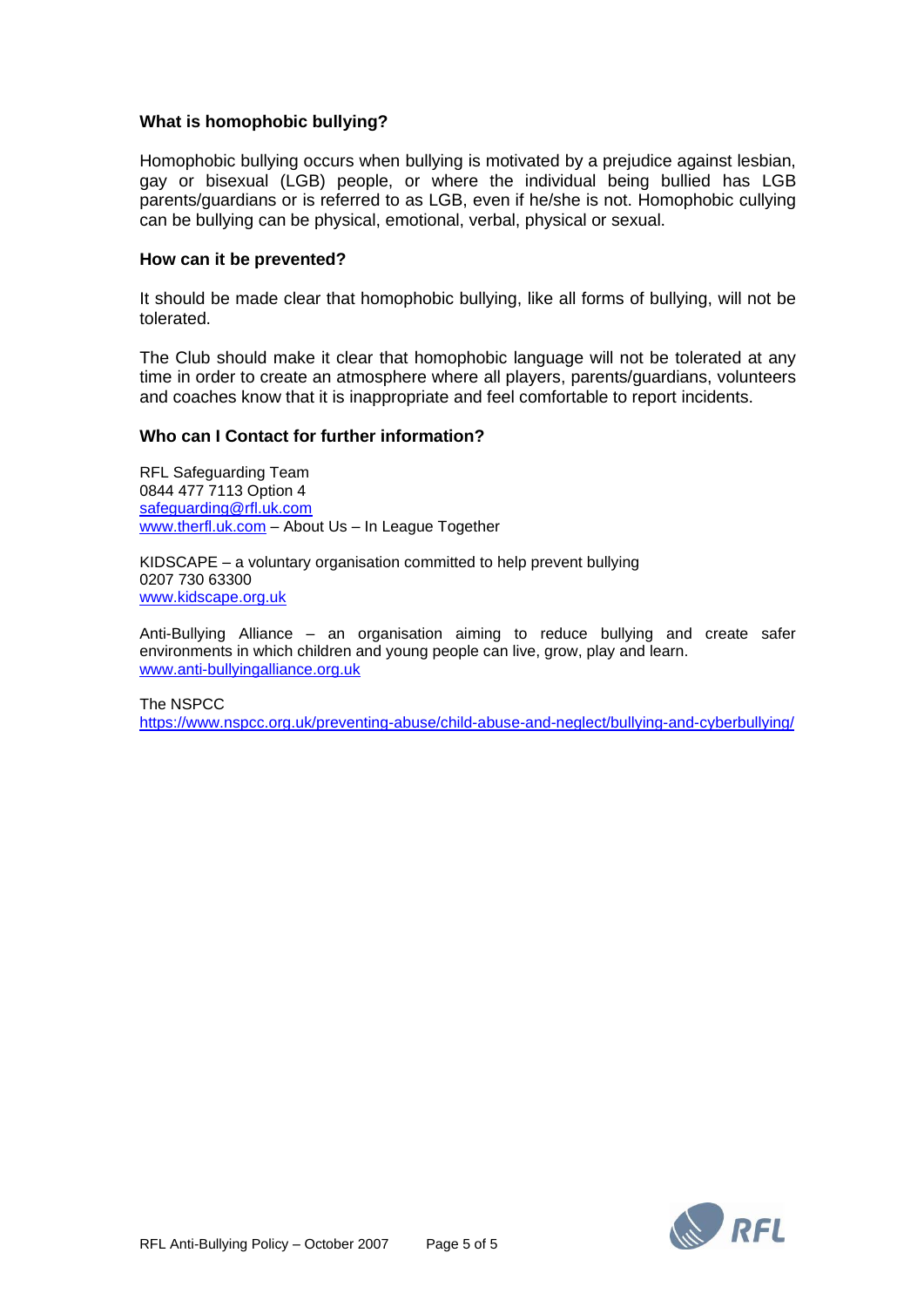### What is homophobic bullying?

Homophobic bullying occurs when bullying is motivated by a prejudice against lesbian, gay or bisexual (LGB) people, or where the individual being bullied has LGB parents/guardians or is referred to as LGB, even if he/she is not. Homophobic cullying can be bullying can be physical, emotional, verbal, physical or sexual.

### How can it be prevented?

It should be made clear that homophobic bullying, like all forms of bullying, will not be tolerated.

The Club should make it clear that homophobic language will not be tolerated at any time in order to create an atmosphere where all players, parents/guardians, volunteers and coaches know that it is inappropriate and feel comfortable to report incidents.

### Who can I Contact for further information?

RFL Safeguarding Team
0844 477 7113 Option 4
safeguarding@rfl.uk.com
www.therfl.uk.com – About Us – In League Together

KIDSCAPE – a voluntary organisation committed to help prevent bullying
0207 730 63300
www.kidscape.org.uk

Anti-Bullying Alliance – an organisation aiming to reduce bullying and create safer environments in which children and young people can live, grow, play and learn.
www.anti-bullyingalliance.org.uk

The NSPCC
https://www.nspcc.org.uk/preventing-abuse/child-abuse-and-neglect/bullying-and-cyberbullying/